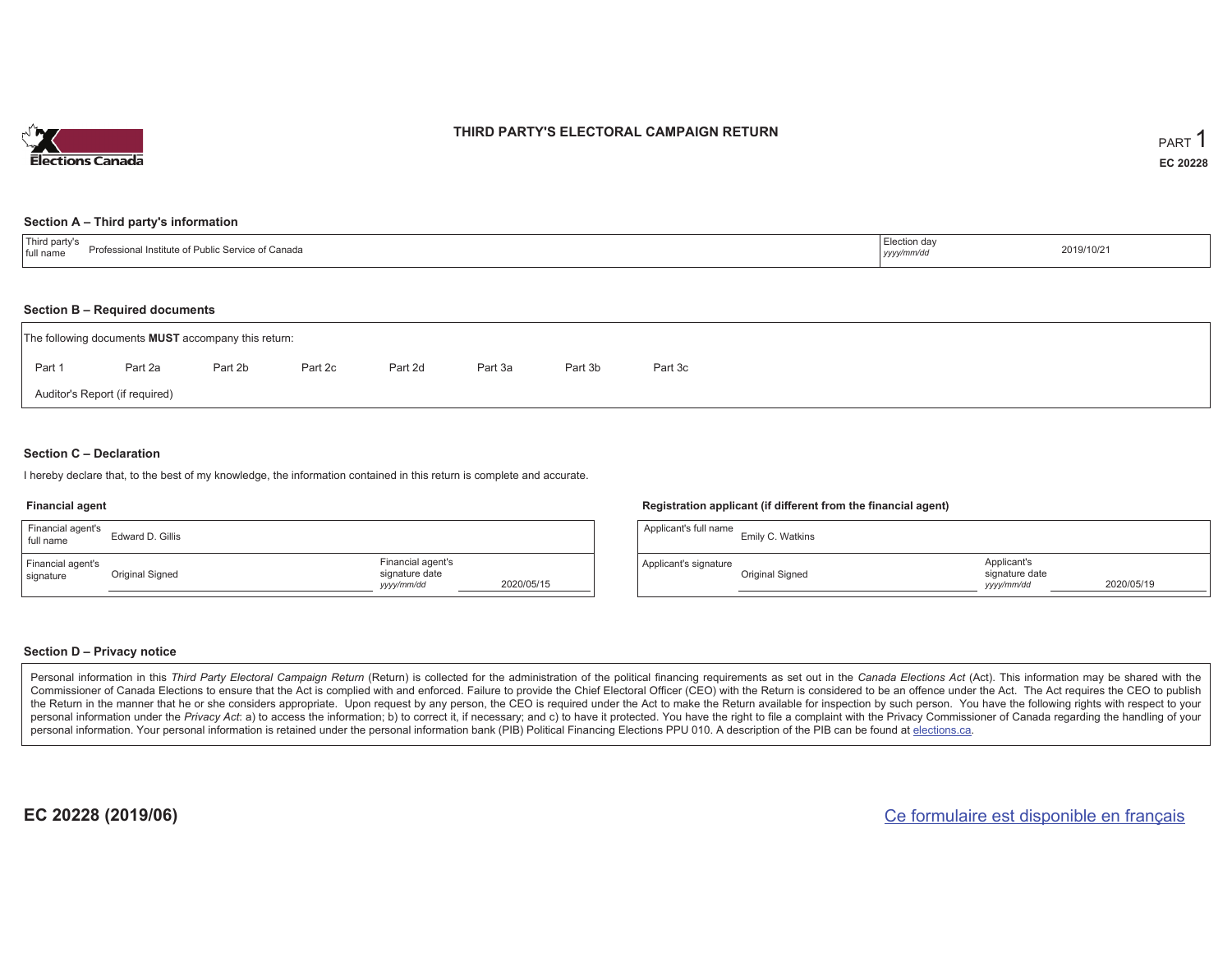# THIRD PARTY'S ELECTORAL CAMPAIGN RETURN

PART 1

**EC 20228**

## Section A – Third party's information

| Third party's full name | Professional Institute of Public Service of Canada | Election day *yyyy/mm/dd* | 2019/10/21 |
|---|---|---|---|

## Section B – Required documents

The following documents **MUST** accompany this return:

Part 1 &nbsp;&nbsp; Part 2a &nbsp;&nbsp; Part 2b &nbsp;&nbsp; Part 2c &nbsp;&nbsp; Part 2d &nbsp;&nbsp; Part 3a &nbsp;&nbsp; Part 3b &nbsp;&nbsp; Part 3c

Auditor's Report (if required)

## Section C – Declaration

I hereby declare that, to the best of my knowledge, the information contained in this return is complete and accurate.

### Financial agent

| Financial agent's full name | Edward D. Gillis | | |
|---|---|---|---|
| Financial agent's signature | Original Signed | Financial agent's signature date *yyyy/mm/dd* | 2020/05/15 |

### Registration applicant (if different from the financial agent)

| Applicant's full name | Emily C. Watkins | | |
|---|---|---|---|
| Applicant's signature | Original Signed | Applicant's signature date *yyyy/mm/dd* | 2020/05/19 |

## Section D – Privacy notice

Personal information in this *Third Party Electoral Campaign Return* (Return) is collected for the administration of the political financing requirements as set out in the *Canada Elections Act* (Act). This information may be shared with the Commissioner of Canada Elections to ensure that the Act is complied with and enforced. Failure to provide the Chief Electoral Officer (CEO) with the Return is considered to be an offence under the Act. The Act requires the CEO to publish the Return in the manner that he or she considers appropriate. Upon request by any person, the CEO is required under the Act to make the Return available for inspection by such person. You have the following rights with respect to your personal information under the *Privacy Act*: a) to access the information; b) to correct it, if necessary; and c) to have it protected. You have the right to file a complaint with the Privacy Commissioner of Canada regarding the handling of your personal information. Your personal information is retained under the personal information bank (PIB) Political Financing Elections PPU 010. A description of the PIB can be found at elections.ca.

**EC 20228 (2019/06)**

Ce formulaire est disponible en français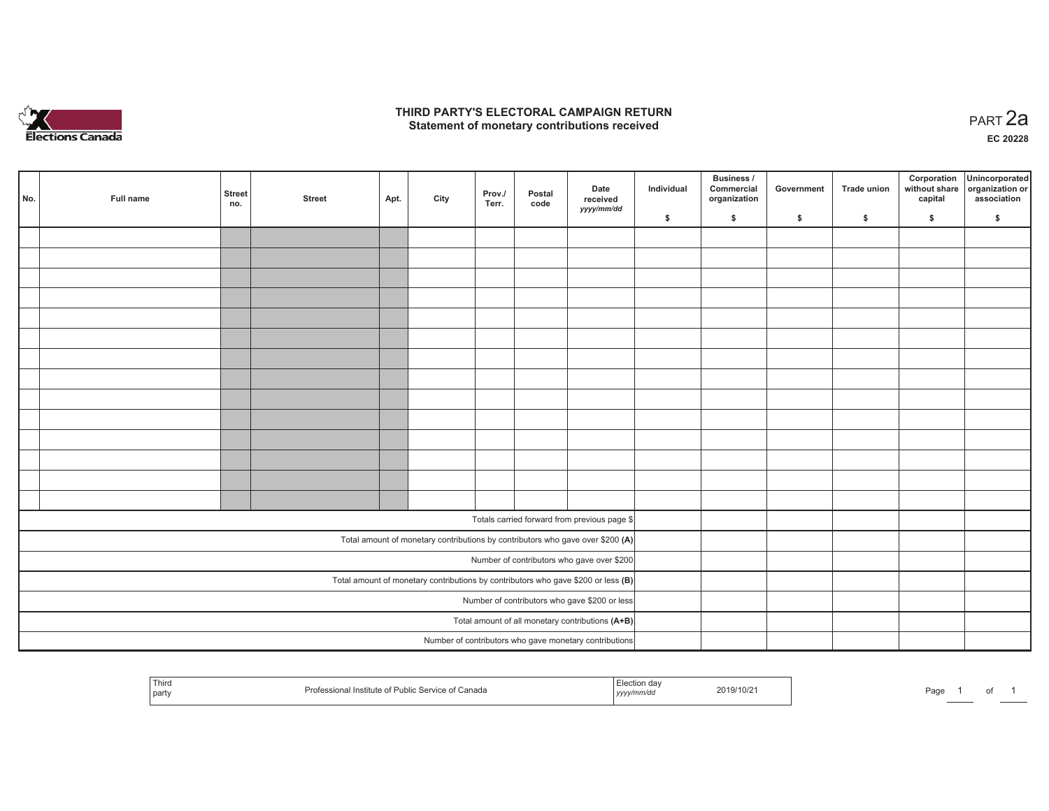# THIRD PARTY'S ELECTORAL CAMPAIGN RETURN

## Statement of monetary contributions received

PART 2a

EC 20228

| No. | Full name | Street no. | Street | Apt. | City | Prov./ Terr. | Postal code | Date received yyyy/mm/dd | Individual $ | Business / Commercial organization $ | Government $ | Trade union $ | Corporation without share capital $ | Unincorporated organization or association $ |
|---|---|---|---|---|---|---|---|---|---|---|---|---|---|---|
| | | | | | | | | | | | | | | |
| | | | | | | | | | | | | | | |
| | | | | | | | | | | | | | | |
| | | | | | | | | | | | | | | |
| | | | | | | | | | | | | | | |
| | | | | | | | | | | | | | | |
| | | | | | | | | | | | | | | |
| | | | | | | | | | | | | | | |
| | | | | | | | | | | | | | | |
| | | | | | | | | | | | | | | |
| | | | | | | | | | | | | | | |
| | | | | | | | | | | | | | | |
| | | | | | | | | | | | | | | |
| | | | | | | | | | | | | | | |
| Totals carried forward from previous page $ | | | | | | | | | | | | | | |
| Total amount of monetary contributions by contributors who gave over $200 **(A)** | | | | | | | | | | | | | | |
| Number of contributors who gave over $200 | | | | | | | | | | | | | | |
| Total amount of monetary contributions by contributors who gave $200 or less **(B)** | | | | | | | | | | | | | | |
| Number of contributors who gave $200 or less | | | | | | | | | | | | | | |
| Total amount of all monetary contributions **(A+B)** | | | | | | | | | | | | | | |
| Number of contributors who gave monetary contributions | | | | | | | | | | | | | | |

| Third party | Professional Institute of Public Service of Canada | Election day yyyy/mm/dd | 2019/10/21 |
|---|---|---|---|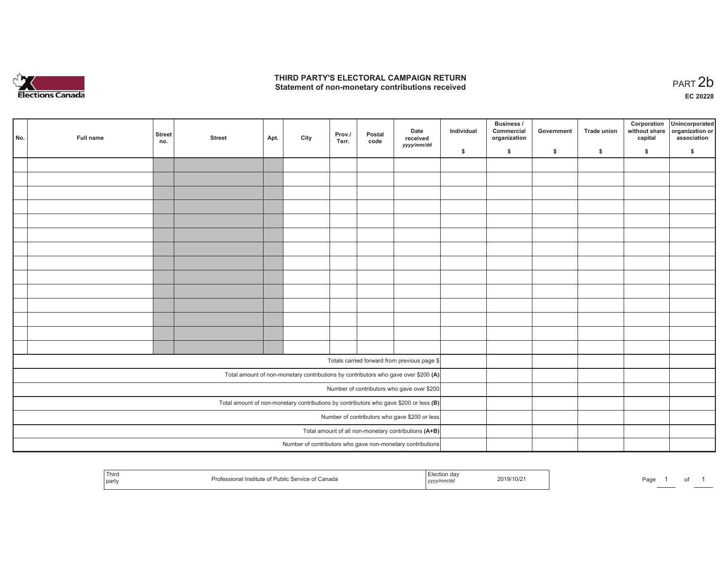# THIRD PARTY'S ELECTORAL CAMPAIGN RETURN
## Statement of non-monetary contributions received

PART 2b

EC 20228

| No. | Full name | Street no. | Street | Apt. | City | Prov./ Terr. | Postal code | Date received yyyy/mm/dd | Individual $ | Business / Commercial organization $ | Government $ | Trade union $ | Corporation without share capital $ | Unincorporated organization or association $ |
|---|---|---|---|---|---|---|---|---|---|---|---|---|---|---|
| | | | | | | | | | | | | | | |
| | | | | | | | | | | | | | | |
| | | | | | | | | | | | | | | |
| | | | | | | | | | | | | | | |
| | | | | | | | | | | | | | | |
| | | | | | | | | | | | | | | |
| | | | | | | | | | | | | | | |
| | | | | | | | | | | | | | | |
| | | | | | | | | | | | | | | |
| | | | | | | | | | | | | | | |
| | | | | | | | | | | | | | | |
| | | | | | | | | | | | | | | |
| | | | | | | | | | | | | | | |
| | | | | | | | | | | | | | | |
| Totals carried forward from previous page $ | | | | | | | | | | | | | | |
| Total amount of non-monetary contributions by contributors who gave over $200 **(A)** | | | | | | | | | | | | | | |
| Number of contributors who gave over $200 | | | | | | | | | | | | | | |
| Total amount of non-monetary contributions by contributors who gave $200 or less **(B)** | | | | | | | | | | | | | | |
| Number of contributors who gave $200 or less | | | | | | | | | | | | | | |
| Total amount of all non-monetary contributions **(A+B)** | | | | | | | | | | | | | | |
| Number of contributors who gave non-monetary contributions | | | | | | | | | | | | | | |

| Third party | Professional Institute of Public Service of Canada | Election day yyyy/mm/dd | 2019/10/21 |
|---|---|---|---|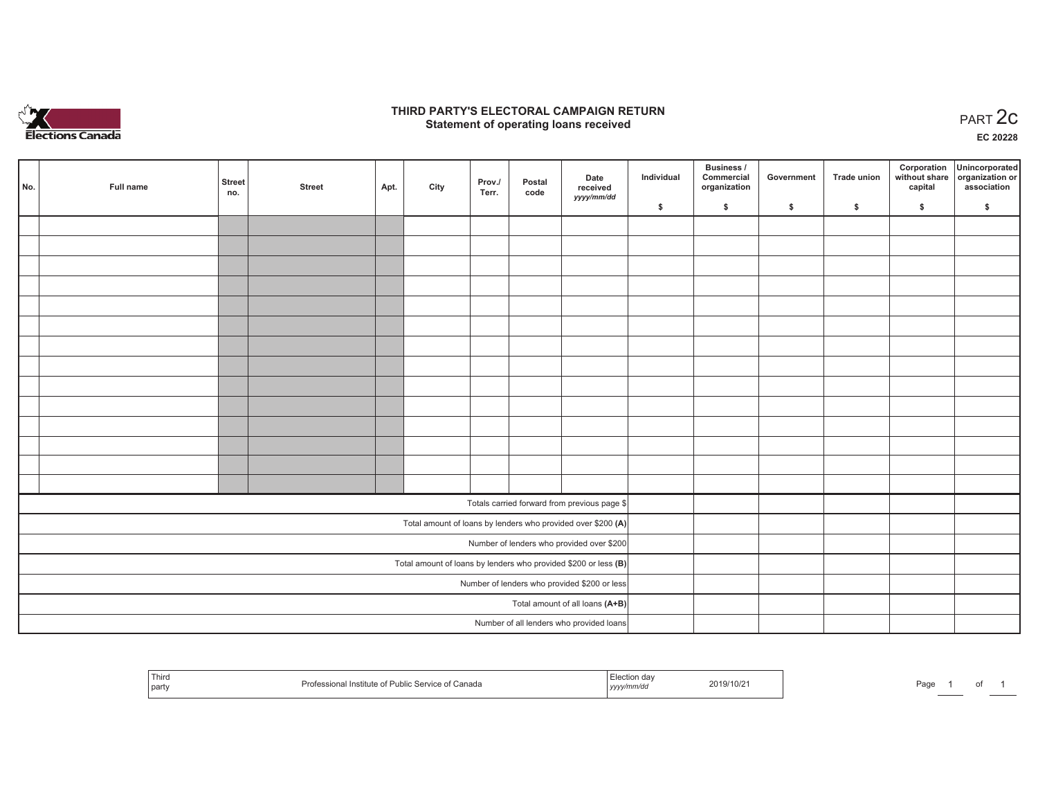# THIRD PARTY'S ELECTORAL CAMPAIGN RETURN
## Statement of operating loans received

PART 2c

EC 20228

| No. | Full name | Street no. | Street | Apt. | City | Prov./ Terr. | Postal code | Date received yyyy/mm/dd | Individual $ | Business / Commercial organization $ | Government $ | Trade union $ | Corporation without share capital $ | Unincorporated organization or association $ |
|---|---|---|---|---|---|---|---|---|---|---|---|---|---|---|
| | | | | | | | | | | | | | | |
| | | | | | | | | | | | | | | |
| | | | | | | | | | | | | | | |
| | | | | | | | | | | | | | | |
| | | | | | | | | | | | | | | |
| | | | | | | | | | | | | | | |
| | | | | | | | | | | | | | | |
| | | | | | | | | | | | | | | |
| | | | | | | | | | | | | | | |
| | | | | | | | | | | | | | | |
| | | | | | | | | | | | | | | |
| | | | | | | | | | | | | | | |
| | | | | | | | | | | | | | | |
| | | | | | | | | | | | | | | |
| Totals carried forward from previous page $ | | | | | | | | | | | | | | |
| Total amount of loans by lenders who provided over $200 **(A)** | | | | | | | | | | | | | | |
| Number of lenders who provided over $200 | | | | | | | | | | | | | | |
| Total amount of loans by lenders who provided $200 or less **(B)** | | | | | | | | | | | | | | |
| Number of lenders who provided $200 or less | | | | | | | | | | | | | | |
| Total amount of all loans **(A+B)** | | | | | | | | | | | | | | |
| Number of all lenders who provided loans | | | | | | | | | | | | | | |

| Third party | Professional Institute of Public Service of Canada | Election day yyyy/mm/dd | 2019/10/21 |
|---|---|---|---|

Page 1 of 1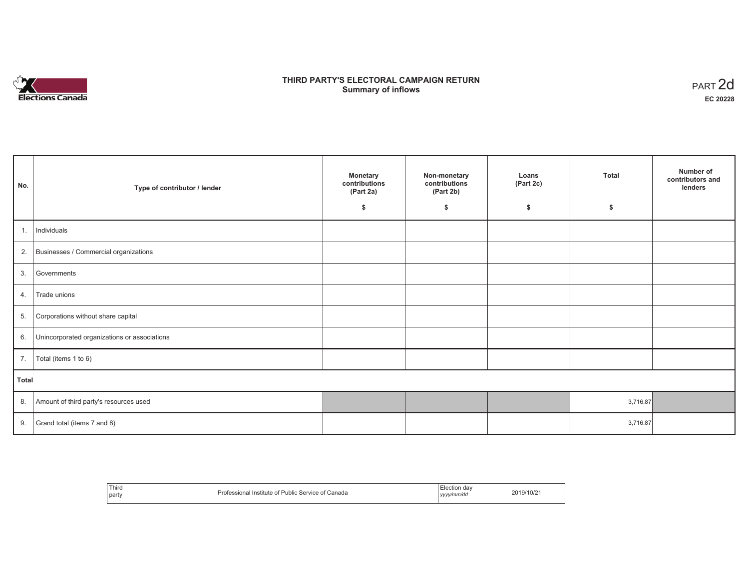# THIRD PARTY'S ELECTORAL CAMPAIGN RETURN
## Summary of inflows

PART 2d

**EC 20228**

| No. | Type of contributor / lender | Monetary contributions (Part 2a) $ | Non-monetary contributions (Part 2b) $ | Loans (Part 2c) $ | Total $ | Number of contributors and lenders |
|---|---|---|---|---|---|---|
| 1. | Individuals | | | | | |
| 2. | Businesses / Commercial organizations | | | | | |
| 3. | Governments | | | | | |
| 4. | Trade unions | | | | | |
| 5. | Corporations without share capital | | | | | |
| 6. | Unincorporated organizations or associations | | | | | |
| 7. | Total (items 1 to 6) | | | | | |
| **Total** | | | | | | |
| 8. | Amount of third party's resources used | | | | 3,716.87 | |
| 9. | Grand total (items 7 and 8) | | | | 3,716.87 | |

| Third party | Professional Institute of Public Service of Canada | Election day *yyyy/mm/dd* | 2019/10/21 |
|---|---|---|---|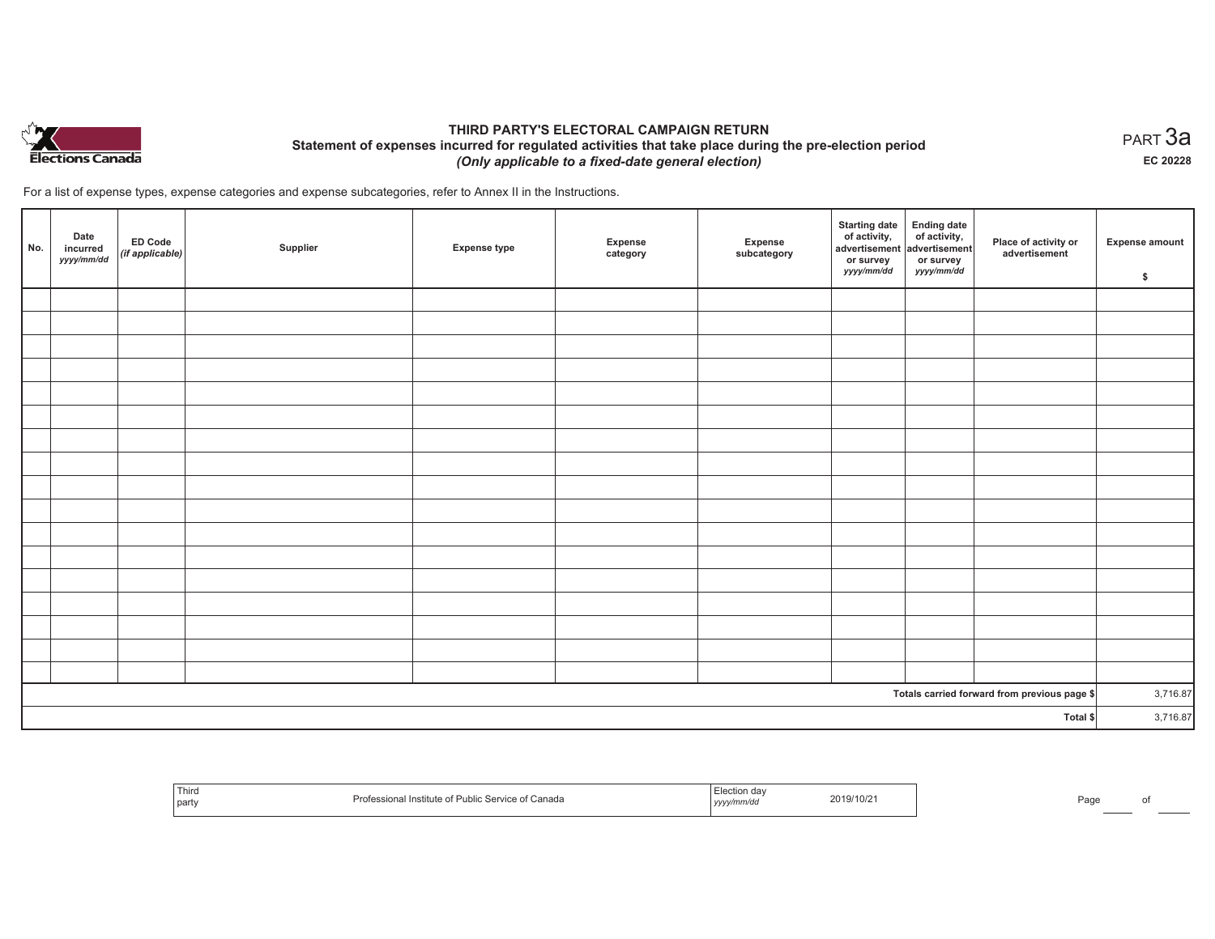# THIRD PARTY'S ELECTORAL CAMPAIGN RETURN

## Statement of expenses incurred for regulated activities that take place during the pre-election period

### *(Only applicable to a fixed-date general election)*

PART 3a

**EC 20228**

For a list of expense types, expense categories and expense subcategories, refer to Annex II in the Instructions.

| No. | Date incurred *yyyy/mm/dd* | ED Code *(if applicable)* | Supplier | Expense type | Expense category | Expense subcategory | Starting date of activity, advertisement or survey *yyyy/mm/dd* | Ending date of activity, advertisement or survey *yyyy/mm/dd* | Place of activity or advertisement | Expense amount $ |
|---|---|---|---|---|---|---|---|---|---|---|
| | | | | | | | | | | |
| | | | | | | | | | | |
| | | | | | | | | | | |
| | | | | | | | | | | |
| | | | | | | | | | | |
| | | | | | | | | | | |
| | | | | | | | | | | |
| | | | | | | | | | | |
| | | | | | | | | | | |
| | | | | | | | | | | |
| | | | | | | | | | | |
| | | | | | | | | | | |
| | | | | | | | | | | |
| | | | | | | | | | | |
| | | | | | | | | | | |
| | | | | | | | | | | |
| | | | | | | | | | | |
| | | | | | | | | | **Totals carried forward from previous page $** | 3,716.87 |
| | | | | | | | | | **Total $** | 3,716.87 |

| Third party | Professional Institute of Public Service of Canada | Election day *yyyy/mm/dd* | 2019/10/21 |
|---|---|---|---|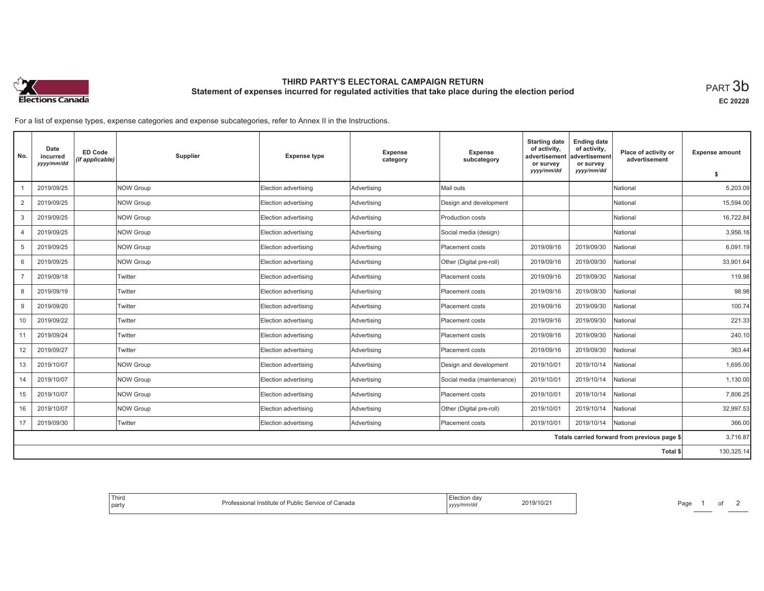# THIRD PARTY'S ELECTORAL CAMPAIGN RETURN

## Statement of expenses incurred for regulated activities that take place during the election period

PART 3b

EC 20228

For a list of expense types, expense categories and expense subcategories, refer to Annex II in the Instructions.

| No. | Date incurred *yyyy/mm/dd* | ED Code *(if applicable)* | Supplier | Expense type | Expense category | Expense subcategory | Starting date of activity, advertisement or survey *yyyy/mm/dd* | Ending date of activity, advertisement or survey *yyyy/mm/dd* | Place of activity or advertisement | Expense amount $ |
|---|---|---|---|---|---|---|---|---|---|---|
| 1 | 2019/09/25 | | NOW Group | Election advertising | Advertising | Mail outs | | | National | 5,203.09 |
| 2 | 2019/09/25 | | NOW Group | Election advertising | Advertising | Design and development | | | National | 15,594.00 |
| 3 | 2019/09/25 | | NOW Group | Election advertising | Advertising | Production costs | | | National | 16,722.84 |
| 4 | 2019/09/25 | | NOW Group | Election advertising | Advertising | Social media (design) | | | National | 3,956.16 |
| 5 | 2019/09/25 | | NOW Group | Election advertising | Advertising | Placement costs | 2019/09/16 | 2019/09/30 | National | 6,091.19 |
| 6 | 2019/09/25 | | NOW Group | Election advertising | Advertising | Other (Digital pre-roll) | 2019/09/16 | 2019/09/30 | National | 33,901.64 |
| 7 | 2019/09/18 | | Twitter | Election advertising | Advertising | Placement costs | 2019/09/16 | 2019/09/30 | National | 119.98 |
| 8 | 2019/09/19 | | Twitter | Election advertising | Advertising | Placement costs | 2019/09/16 | 2019/09/30 | National | 98.98 |
| 9 | 2019/09/20 | | Twitter | Election advertising | Advertising | Placement costs | 2019/09/16 | 2019/09/30 | National | 100.74 |
| 10 | 2019/09/22 | | Twitter | Election advertising | Advertising | Placement costs | 2019/09/16 | 2019/09/30 | National | 221.33 |
| 11 | 2019/09/24 | | Twitter | Election advertising | Advertising | Placement costs | 2019/09/16 | 2019/09/30 | National | 240.10 |
| 12 | 2019/09/27 | | Twitter | Election advertising | Advertising | Placement costs | 2019/09/16 | 2019/09/30 | National | 363.44 |
| 13 | 2019/10/07 | | NOW Group | Election advertising | Advertising | Design and development | 2019/10/01 | 2019/10/14 | National | 1,695.00 |
| 14 | 2019/10/07 | | NOW Group | Election advertising | Advertising | Social media (maintenance) | 2019/10/01 | 2019/10/14 | National | 1,130.00 |
| 15 | 2019/10/07 | | NOW Group | Election advertising | Advertising | Placement costs | 2019/10/01 | 2019/10/14 | National | 7,806.25 |
| 16 | 2019/10/07 | | NOW Group | Election advertising | Advertising | Other (Digital pre-roll) | 2019/10/01 | 2019/10/14 | National | 32,997.53 |
| 17 | 2019/09/30 | | Twitter | Election advertising | Advertising | Placement costs | 2019/10/01 | 2019/10/14 | National | 366.00 |
| | | | | | | | | | Totals carried forward from previous page $ | 3,716.87 |
| | | | | | | | | | Total $ | 130,325.14 |

| Third party | Professional Institute of Public Service of Canada | Election day *yyyy/mm/dd* | 2019/10/21 |
|---|---|---|---|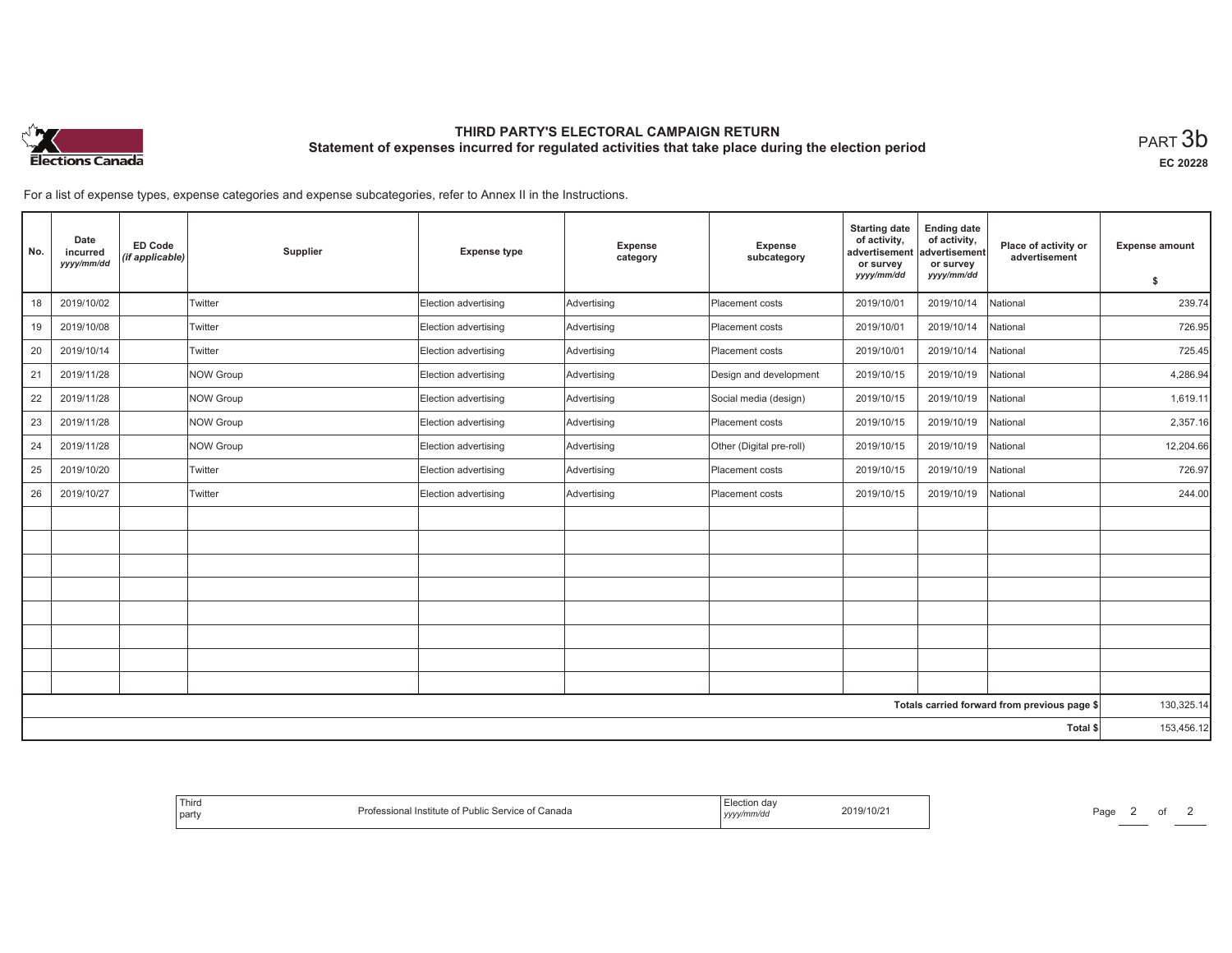# THIRD PARTY'S ELECTORAL CAMPAIGN RETURN

## Statement of expenses incurred for regulated activities that take place during the election period

PART 3b

EC 20228

For a list of expense types, expense categories and expense subcategories, refer to Annex II in the Instructions.

| No. | Date incurred yyyy/mm/dd | ED Code (if applicable) | Supplier | Expense type | Expense category | Expense subcategory | Starting date of activity, advertisement or survey yyyy/mm/dd | Ending date of activity, advertisement or survey yyyy/mm/dd | Place of activity or advertisement | Expense amount $ |
|---|---|---|---|---|---|---|---|---|---|---|
| 18 | 2019/10/02 | | Twitter | Election advertising | Advertising | Placement costs | 2019/10/01 | 2019/10/14 | National | 239.74 |
| 19 | 2019/10/08 | | Twitter | Election advertising | Advertising | Placement costs | 2019/10/01 | 2019/10/14 | National | 726.95 |
| 20 | 2019/10/14 | | Twitter | Election advertising | Advertising | Placement costs | 2019/10/01 | 2019/10/14 | National | 725.45 |
| 21 | 2019/11/28 | | NOW Group | Election advertising | Advertising | Design and development | 2019/10/15 | 2019/10/19 | National | 4,286.94 |
| 22 | 2019/11/28 | | NOW Group | Election advertising | Advertising | Social media (design) | 2019/10/15 | 2019/10/19 | National | 1,619.11 |
| 23 | 2019/11/28 | | NOW Group | Election advertising | Advertising | Placement costs | 2019/10/15 | 2019/10/19 | National | 2,357.16 |
| 24 | 2019/11/28 | | NOW Group | Election advertising | Advertising | Other (Digital pre-roll) | 2019/10/15 | 2019/10/19 | National | 12,204.66 |
| 25 | 2019/10/20 | | Twitter | Election advertising | Advertising | Placement costs | 2019/10/15 | 2019/10/19 | National | 726.97 |
| 26 | 2019/10/27 | | Twitter | Election advertising | Advertising | Placement costs | 2019/10/15 | 2019/10/19 | National | 244.00 |
| | | | | | | | | | | |
| | | | | | | | | | | |
| | | | | | | | | | | |
| | | | | | | | | | | |
| | | | | | | | | | | |
| | | | | | | | | | | |
| | | | | | | | | | | |
| | | | | | | | | | | |
| | | | | | | | | | Totals carried forward from previous page $ | 130,325.14 |
| | | | | | | | | | Total $ | 153,456.12 |

| Third party | Professional Institute of Public Service of Canada | Election day yyyy/mm/dd | 2019/10/21 |
|---|---|---|---|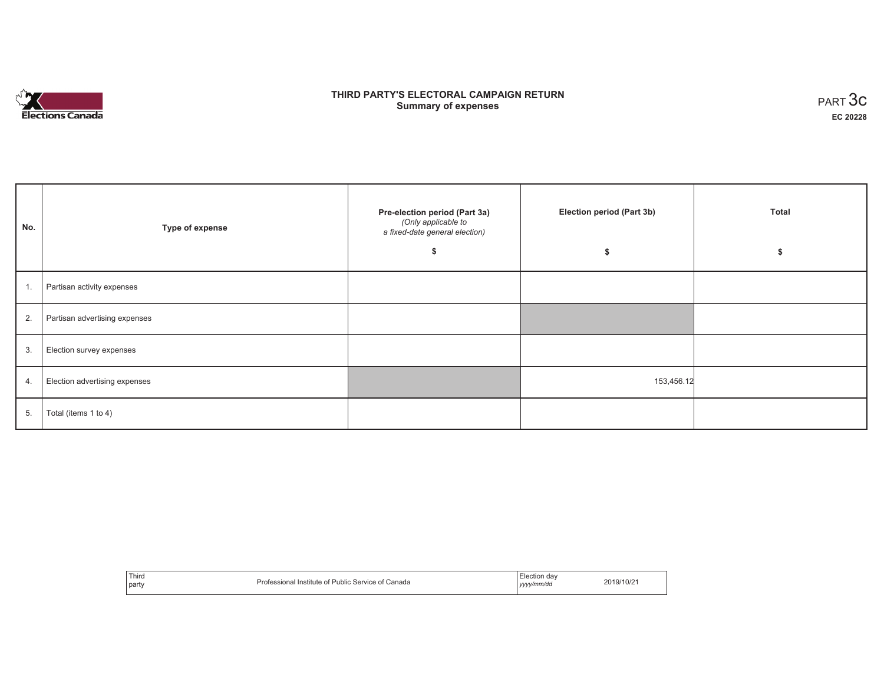# THIRD PARTY'S ELECTORAL CAMPAIGN RETURN
## Summary of expenses

PART 3c
**EC 20228**

| No. | Type of expense | Pre-election period (Part 3a) *(Only applicable to a fixed-date general election)* $ | Election period (Part 3b) $ | Total $ |
|---|---|---|---|---|
| 1. | Partisan activity expenses | | | |
| 2. | Partisan advertising expenses | | | |
| 3. | Election survey expenses | | | |
| 4. | Election advertising expenses | | 153,456.12 | |
| 5. | Total (items 1 to 4) | | | |

| | | | |
|---|---|---|---|
| Third party | Professional Institute of Public Service of Canada | Election day *yyyy/mm/dd* | 2019/10/21 |